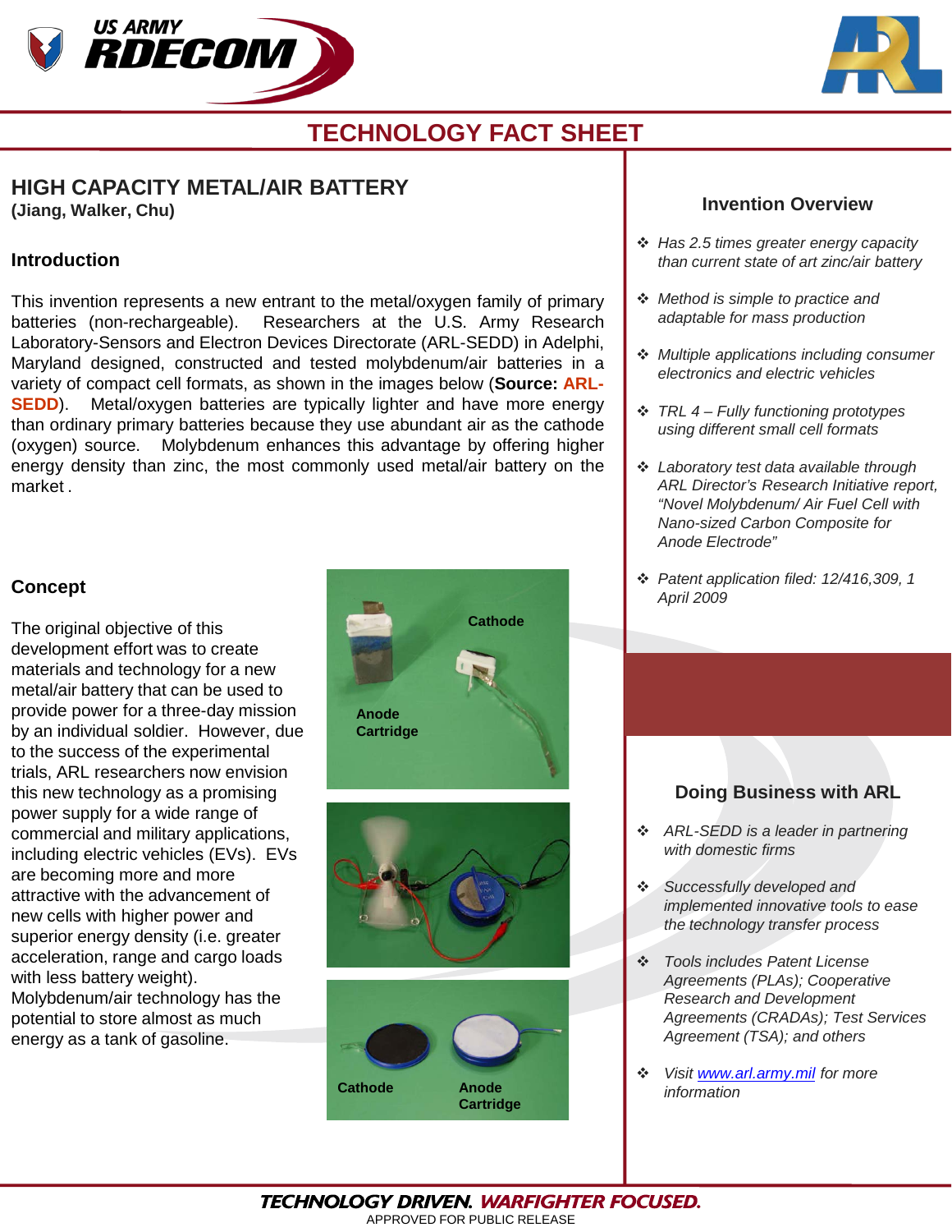# TECHNOLOGY FACT SHEET

## HIGH CAPACITY METAL/AIR BATTERY

**(Jiang, Walker, Chu)**

### Introduction

This invention represents a new entrant to the metal/oxygen family of primary batteries (non-rechargeable). Researchers at the U.S. Army Research Laboratory-Sensors and Electron Devices Directorate (ARL-SEDD) in Adelphi, Maryland designed, constructed and tested molybdenum/air batteries in a variety of compact cell formats, as shown in the images below (**Source: ARL-SEDD**). Metal/oxygen batteries are typically lighter and have more energy than ordinary primary batteries because they use abundant air as the cathode (oxygen) source. Molybdenum enhances this advantage by offering higher energy density than zinc, the most commonly used metal/air battery on the market .

### Concept

The original objective of this development effort was to create materials and technology for a new metal/air battery that can be used to provide power for a three-day mission by an individual soldier. However, due to the success of the experimental trials, ARL researchers now envision this new technology as a promising power supply for a wide range of commercial and military applications, including electric vehicles (EVs). EVs are becoming more and more attractive with the advancement of new cells with higher power and superior energy density (i.e. greater acceleration, range and cargo loads with less battery weight). Molybdenum/air technology has the potential to store almost as much energy as a tank of gasoline.

Cathode

Anode Cartridge

Cathode

Anode Cartridge

### Invention Overview

- *Has 2.5 times greater energy capacity than current state of art zinc/air battery*
- *Method is simple to practice and adaptable for mass production*
- *Multiple applications including consumer electronics and electric vehicles*
- *TRL 4 – Fully functioning prototypes using different small cell formats*
- *Laboratory test data available through ARL Director's Research Initiative report, "Novel Molybdenum/ Air Fuel Cell with Nano-sized Carbon Composite for Anode Electrode"*
- *Patent application filed: 12/416,309, 1 April 2009*

### Doing Business with ARL

- *ARL-SEDD is a leader in partnering with domestic firms*
- *Successfully developed and implemented innovative tools to ease the technology transfer process*
- *Tools includes Patent License Agreements (PLAs); Cooperative Research and Development Agreements (CRADAs); Test Services Agreement (TSA); and others*
- *Visit [www.arl.army.mil](http://www.arl.army.mil) for more information*

**TECHNOLOGY DRIVEN. WARFIGHTER FOCUSED.**

APPROVED FOR PUBLIC RELEASE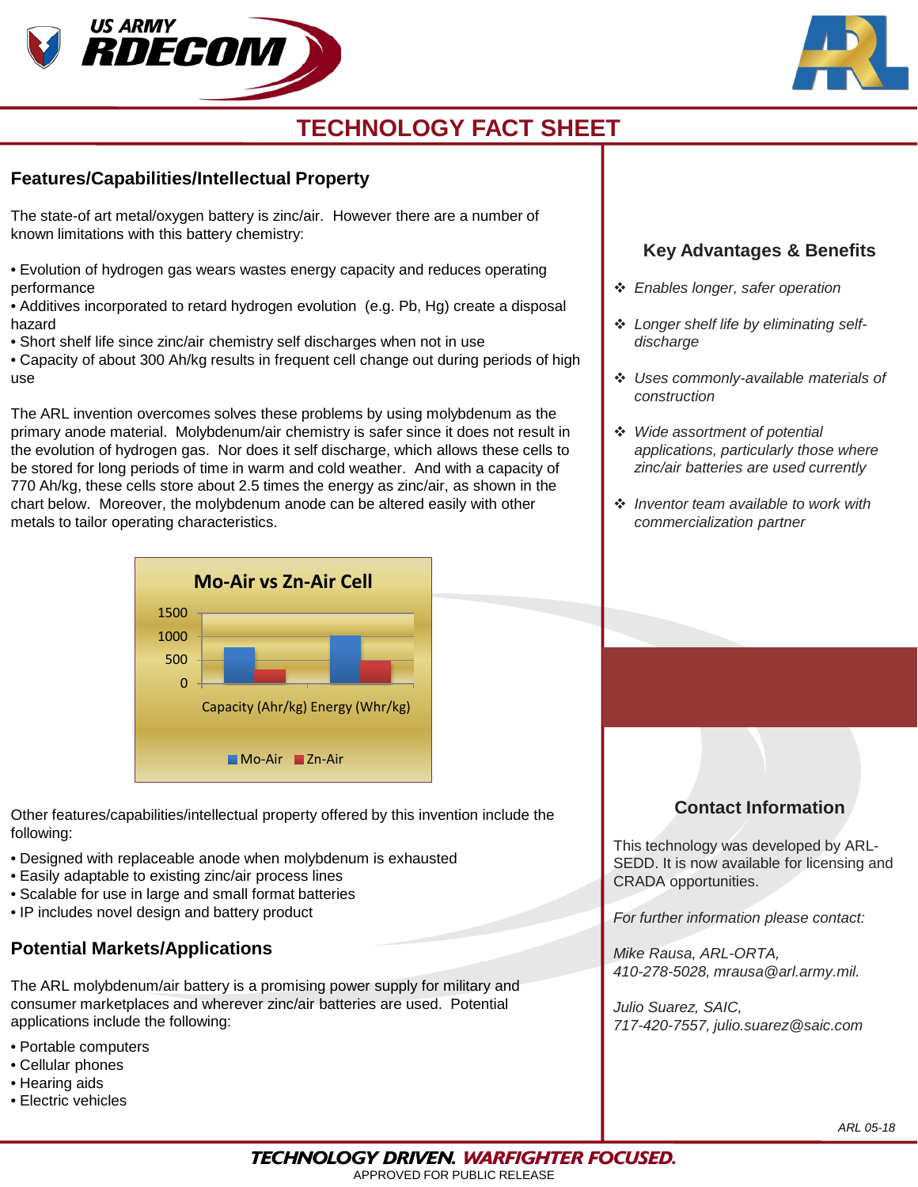# TECHNOLOGY FACT SHEET

## Features/Capabilities/Intellectual Property

The state-of art metal/oxygen battery is zinc/air. However there are a number of known limitations with this battery chemistry:

- Evolution of hydrogen gas wears wastes energy capacity and reduces operating performance
- Additives incorporated to retard hydrogen evolution (e.g. Pb, Hg) create a disposal hazard
- Short shelf life since zinc/air chemistry self discharges when not in use
- Capacity of about 300 Ah/kg results in frequent cell change out during periods of high use

The ARL invention overcomes solves these problems by using molybdenum as the primary anode material. Molybdenum/air chemistry is safer since it does not result in the evolution of hydrogen gas. Nor does it self discharge, which allows these cells to be stored for long periods of time in warm and cold weather. And with a capacity of 770 Ah/kg, these cells store about 2.5 times the energy as zinc/air, as shown in the chart below. Moreover, the molybdenum anode can be altered easily with other metals to tailor operating characteristics.

Mo-Air vs Zn-Air Cell

1500
1000
500
0

Capacity (Ahr/kg) Energy (Whr/kg)

Mo-Air Zn-Air

Other features/capabilities/intellectual property offered by this invention include the following:

- Designed with replaceable anode when molybdenum is exhausted
- Easily adaptable to existing zinc/air process lines
- Scalable for use in large and small format batteries
- IP includes novel design and battery product

## Potential Markets/Applications

The ARL molybdenum/air battery is a promising power supply for military and consumer marketplaces and wherever zinc/air batteries are used. Potential applications include the following:

- Portable computers
- Cellular phones
- Hearing aids
- Electric vehicles

## Key Advantages & Benefits

- *Enables longer, safer operation*
- *Longer shelf life by eliminating self-discharge*
- *Uses commonly-available materials of construction*
- *Wide assortment of potential applications, particularly those where zinc/air batteries are used currently*
- *Inventor team available to work with commercialization partner*

## Contact Information

This technology was developed by ARL-SEDD. It is now available for licensing and CRADA opportunities.

*For further information please contact:*

*Mike Rausa, ARL-ORTA,*
*410-278-5028, mrausa@arl.army.mil.*

*Julio Suarez, SAIC,*
*717-420-7557, julio.suarez@saic.com*

*ARL 05-18*

**TECHNOLOGY DRIVEN. WARFIGHTER FOCUSED.**

APPROVED FOR PUBLIC RELEASE